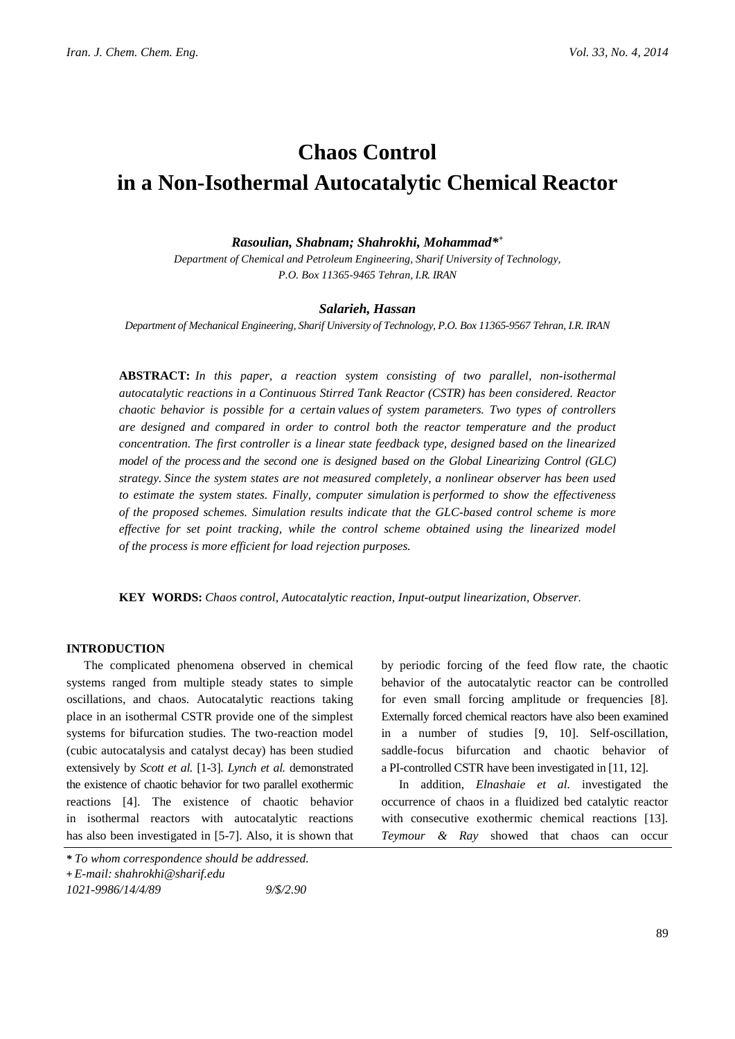# Chaos Control in a Non-Isothermal Autocatalytic Chemical Reactor

***Rasoulian, Shabnam; Shahrokhi, Mohammad*[*+]***

*Department of Chemical and Petroleum Engineering, Sharif University of Technology, P.O. Box 11365-9465 Tehran, I.R. IRAN*

***Salarieh, Hassan***

*Department of Mechanical Engineering, Sharif University of Technology, P.O. Box 11365-9567 Tehran, I.R. IRAN*

**ABSTRACT:** *In this paper, a reaction system consisting of two parallel, non-isothermal autocatalytic reactions in a Continuous Stirred Tank Reactor (CSTR) has been considered. Reactor chaotic behavior is possible for a certain values of system parameters. Two types of controllers are designed and compared in order to control both the reactor temperature and the product concentration. The first controller is a linear state feedback type, designed based on the linearized model of the process and the second one is designed based on the Global Linearizing Control (GLC) strategy. Since the system states are not measured completely, a nonlinear observer has been used to estimate the system states. Finally, computer simulation is performed to show the effectiveness of the proposed schemes. Simulation results indicate that the GLC-based control scheme is more effective for set point tracking, while the control scheme obtained using the linearized model of the process is more efficient for load rejection purposes.*

**KEY WORDS:** *Chaos control, Autocatalytic reaction, Input-output linearization, Observer.*

## INTRODUCTION

The complicated phenomena observed in chemical systems ranged from multiple steady states to simple oscillations, and chaos. Autocatalytic reactions taking place in an isothermal CSTR provide one of the simplest systems for bifurcation studies. The two-reaction model (cubic autocatalysis and catalyst decay) has been studied extensively by *Scott et al.* [1-3]. *Lynch et al.* demonstrated the existence of chaotic behavior for two parallel exothermic reactions [4]. The existence of chaotic behavior in isothermal reactors with autocatalytic reactions has also been investigated in [5-7]. Also, it is shown that by periodic forcing of the feed flow rate, the chaotic behavior of the autocatalytic reactor can be controlled for even small forcing amplitude or frequencies [8]. Externally forced chemical reactors have also been examined in a number of studies [9, 10]. Self-oscillation, saddle-focus bifurcation and chaotic behavior of a PI-controlled CSTR have been investigated in [11, 12].

In addition, *Elnashaie et al.* investigated the occurrence of chaos in a fluidized bed catalytic reactor with consecutive exothermic chemical reactions [13]. *Teymour & Ray* showed that chaos can occur

\* *To whom correspondence should be addressed.*
\+ *E-mail: shahrokhi@sharif.edu*
*1021-9986/14/4/89 9/$/2.90*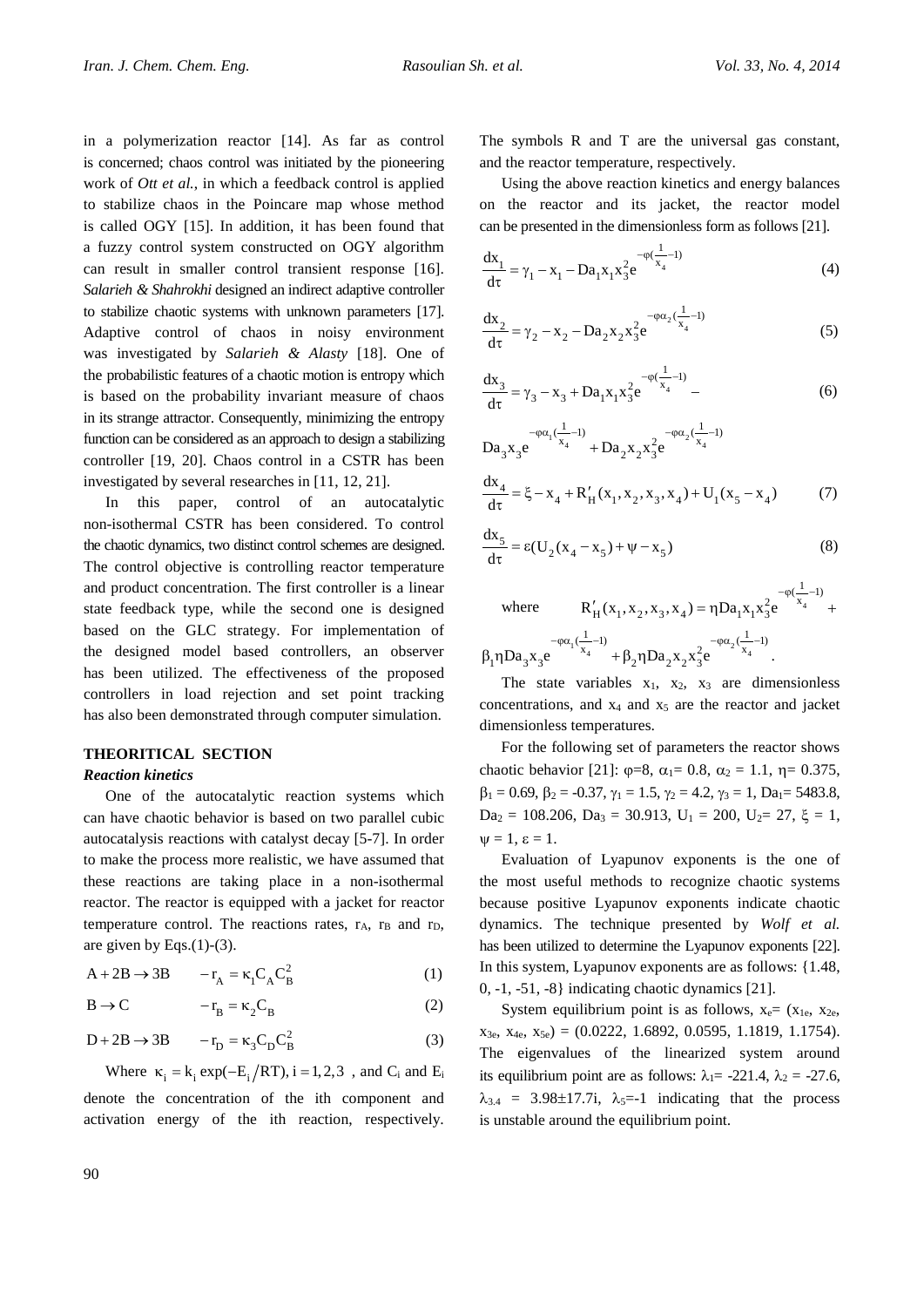in a polymerization reactor [14]. As far as control is concerned; chaos control was initiated by the pioneering work of *Ott et al.*, in which a feedback control is applied to stabilize chaos in the Poincare map whose method is called OGY [15]. In addition, it has been found that a fuzzy control system constructed on OGY algorithm can result in smaller control transient response [16]. *Salarieh & Shahrokhi* designed an indirect adaptive controller to stabilize chaotic systems with unknown parameters [17]. Adaptive control of chaos in noisy environment was investigated by *Salarieh & Alasty* [18]. One of the probabilistic features of a chaotic motion is entropy which is based on the probability invariant measure of chaos in its strange attractor. Consequently, minimizing the entropy function can be considered as an approach to design a stabilizing controller [19, 20]. Chaos control in a CSTR has been investigated by several researches in [11, 12, 21].

In this paper, control of an autocatalytic non-isothermal CSTR has been considered. To control the chaotic dynamics, two distinct control schemes are designed. The control objective is controlling reactor temperature and product concentration. The first controller is a linear state feedback type, while the second one is designed based on the GLC strategy. For implementation of the designed model based controllers, an observer has been utilized. The effectiveness of the proposed controllers in load rejection and set point tracking has also been demonstrated through computer simulation.

## THEORITICAL SECTION

### *Reaction kinetics*

One of the autocatalytic reaction systems which can have chaotic behavior is based on two parallel cubic autocatalysis reactions with catalyst decay [5-7]. In order to make the process more realistic, we have assumed that these reactions are taking place in a non-isothermal reactor. The reactor is equipped with a jacket for reactor temperature control. The reactions rates, $r_A$, $r_B$ and $r_D$, are given by Eqs.(1)-(3).

$$A + 2B \rightarrow 3B \qquad -r_A = \kappa_1 C_A C_B^2 \tag{1}$$

$$B \rightarrow C \qquad -r_B = \kappa_2 C_B \tag{2}$$

$$D + 2B \rightarrow 3B \qquad -r_D = \kappa_3 C_D C_B^2 \tag{3}$$

Where $\kappa_i = k_i \exp(-E_i / RT), i = 1, 2, 3$ , and $C_i$ and $E_i$ denote the concentration of the ith component and activation energy of the ith reaction, respectively. The symbols R and T are the universal gas constant, and the reactor temperature, respectively.

Using the above reaction kinetics and energy balances on the reactor and its jacket, the reactor model can be presented in the dimensionless form as follows [21].

$$\frac{dx_1}{d\tau} = \gamma_1 - x_1 - Da_1 x_1 x_3^2 e^{-\varphi(\frac{1}{x_4}-1)} \tag{4}$$

$$\frac{dx_2}{d\tau} = \gamma_2 - x_2 - Da_2 x_2 x_3^2 e^{-\varphi\alpha_2(\frac{1}{x_4}-1)} \tag{5}$$

$$\frac{dx_3}{d\tau} = \gamma_3 - x_3 + Da_1 x_1 x_3^2 e^{-\varphi(\frac{1}{x_4}-1)} - Da_3 x_3 e^{-\varphi\alpha_1(\frac{1}{x_4}-1)} + Da_2 x_2 x_3^2 e^{-\varphi\alpha_2(\frac{1}{x_4}-1)} \tag{6}$$

$$\frac{dx_4}{d\tau} = \xi - x_4 + R'_H(x_1, x_2, x_3, x_4) + U_1(x_5 - x_4) \tag{7}$$

$$\frac{dx_5}{d\tau} = \varepsilon(U_2(x_4 - x_5) + \psi - x_5) \tag{8}$$

where $R'_H(x_1, x_2, x_3, x_4) = \eta Da_1 x_1 x_3^2 e^{-\varphi(\frac{1}{x_4}-1)} + \beta_1 \eta Da_3 x_3 e^{-\varphi\alpha_1(\frac{1}{x_4}-1)} + \beta_2 \eta Da_2 x_2 x_3^2 e^{-\varphi\alpha_2(\frac{1}{x_4}-1)}$.

The state variables $x_1$, $x_2$, $x_3$ are dimensionless concentrations, and $x_4$ and $x_5$ are the reactor and jacket dimensionless temperatures.

For the following set of parameters the reactor shows chaotic behavior [21]: $\varphi$=8, $\alpha_1$= 0.8, $\alpha_2$ = 1.1, $\eta$= 0.375, $\beta_1$ = 0.69, $\beta_2$ = -0.37, $\gamma_1$ = 1.5, $\gamma_2$ = 4.2, $\gamma_3$ = 1, $Da_1$= 5483.8, $Da_2$ = 108.206, $Da_3$ = 30.913, $U_1$ = 200, $U_2$= 27, $\xi$ = 1, $\psi$ = 1, $\varepsilon$ = 1.

Evaluation of Lyapunov exponents is the one of the most useful methods to recognize chaotic systems because positive Lyapunov exponents indicate chaotic dynamics. The technique presented by *Wolf et al.* has been utilized to determine the Lyapunov exponents [22]. In this system, Lyapunov exponents are as follows: {1.48, 0, -1, -51, -8} indicating chaotic dynamics [21].

System equilibrium point is as follows, $x_e$= ($x_{1e}$, $x_{2e}$, $x_{3e}$, $x_{4e}$, $x_{5e}$) = (0.0222, 1.6892, 0.0595, 1.1819, 1.1754). The eigenvalues of the linearized system around its equilibrium point are as follows: $\lambda_1$= -221.4, $\lambda_2$ = -27.6, $\lambda_{3,4}$ = 3.98±17.7i, $\lambda_5$=-1 indicating that the process is unstable around the equilibrium point.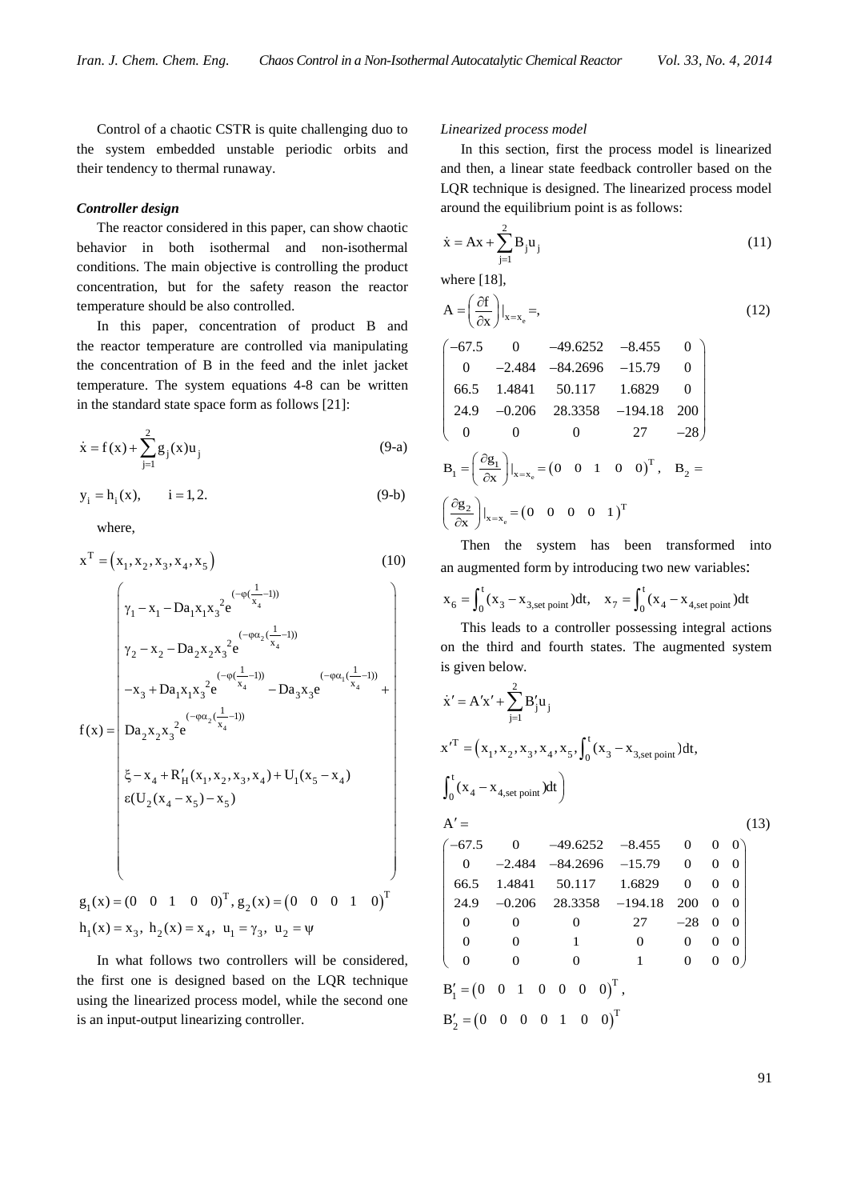Control of a chaotic CSTR is quite challenging duo to the system embedded unstable periodic orbits and their tendency to thermal runaway.

***Controller design***

The reactor considered in this paper, can show chaotic behavior in both isothermal and non-isothermal conditions. The main objective is controlling the product concentration, but for the safety reason the reactor temperature should be also controlled.

In this paper, concentration of product B and the reactor temperature are controlled via manipulating the concentration of B in the feed and the inlet jacket temperature. The system equations 4-8 can be written in the standard state space form as follows [21]:

$$\dot{x} = f(x) + \sum_{j=1}^{2} g_j(x) u_j \tag{9-a}$$

$$y_i = h_i(x), \qquad i = 1, 2. \tag{9-b}$$

where,

$$x^T = (x_1, x_2, x_3, x_4, x_5) \tag{10}$$

$$f(x) = \begin{pmatrix} \gamma_1 - x_1 - Da_1 x_1 x_3^2 e^{(-\varphi(\frac{1}{x_4}-1))} \\ \gamma_2 - x_2 - Da_2 x_2 x_3^2 e^{(-\varphi\alpha_2(\frac{1}{x_4}-1))} \\ -x_3 + Da_1 x_1 x_3^2 e^{(-\varphi(\frac{1}{x_4}-1))} - Da_3 x_3 e^{(-\varphi\alpha_1(\frac{1}{x_4}-1))} + \\ Da_2 x_2 x_3^2 e^{(-\varphi\alpha_2(\frac{1}{x_4}-1))} \\ \xi - x_4 + R'_H(x_1, x_2, x_3, x_4) + U_1(x_5 - x_4) \\ \varepsilon(U_2(x_4 - x_5) - x_5) \end{pmatrix}$$

$$g_1(x) = (0 \quad 0 \quad 1 \quad 0 \quad 0)^T, \; g_2(x) = (0 \quad 0 \quad 0 \quad 1 \quad 0)^T$$

$$h_1(x) = x_3, \; h_2(x) = x_4, \; u_1 = \gamma_3, \; u_2 = \psi$$

In what follows two controllers will be considered, the first one is designed based on the LQR technique using the linearized process model, while the second one is an input-output linearizing controller.

*Linearized process model*

In this section, first the process model is linearized and then, a linear state feedback controller based on the LQR technique is designed. The linearized process model around the equilibrium point is as follows:

$$\dot{x} = Ax + \sum_{j=1}^{2} B_j u_j \tag{11}$$

where [18],

$$A = \left(\frac{\partial f}{\partial x}\right)|_{x=x_e} =, \tag{12}$$

$$\begin{pmatrix} -67.5 & 0 & -49.6252 & -8.455 & 0 \\ 0 & -2.484 & -84.2696 & -15.79 & 0 \\ 66.5 & 1.4841 & 50.117 & 1.6829 & 0 \\ 24.9 & -0.206 & 28.3358 & -194.18 & 200 \\ 0 & 0 & 0 & 27 & -28 \end{pmatrix}$$

$$B_1 = \left(\frac{\partial g_1}{\partial x}\right)|_{x=x_e} = (0 \quad 0 \quad 1 \quad 0 \quad 0)^T, \quad B_2 = \left(\frac{\partial g_2}{\partial x}\right)|_{x=x_e} = (0 \quad 0 \quad 0 \quad 0 \quad 1)^T$$

Then the system has been transformed into an augmented form by introducing two new variables:

$$x_6 = \int_0^t (x_3 - x_{3,\text{set point}})dt, \quad x_7 = \int_0^t (x_4 - x_{4,\text{set point}})dt$$

This leads to a controller possessing integral actions on the third and fourth states. The augmented system is given below.

$$\dot{x}' = A'x' + \sum_{j=1}^{2} B'_j u_j$$

$$x'^T = \left(x_1, x_2, x_3, x_4, x_5, \int_0^t (x_3 - x_{3,\text{set point}})dt, \int_0^t (x_4 - x_{4,\text{set point}})dt\right)$$

$$A' = \tag{13}$$

$$\begin{pmatrix} -67.5 & 0 & -49.6252 & -8.455 & 0 & 0 & 0 \\ 0 & -2.484 & -84.2696 & -15.79 & 0 & 0 & 0 \\ 66.5 & 1.4841 & 50.117 & 1.6829 & 0 & 0 & 0 \\ 24.9 & -0.206 & 28.3358 & -194.18 & 200 & 0 & 0 \\ 0 & 0 & 0 & 27 & -28 & 0 & 0 \\ 0 & 0 & 1 & 0 & 0 & 0 & 0 \\ 0 & 0 & 0 & 1 & 0 & 0 & 0 \end{pmatrix}$$

$$B'_1 = (0 \quad 0 \quad 1 \quad 0 \quad 0 \quad 0 \quad 0)^T,$$

$$B'_2 = (0 \quad 0 \quad 0 \quad 0 \quad 1 \quad 0 \quad 0)^T$$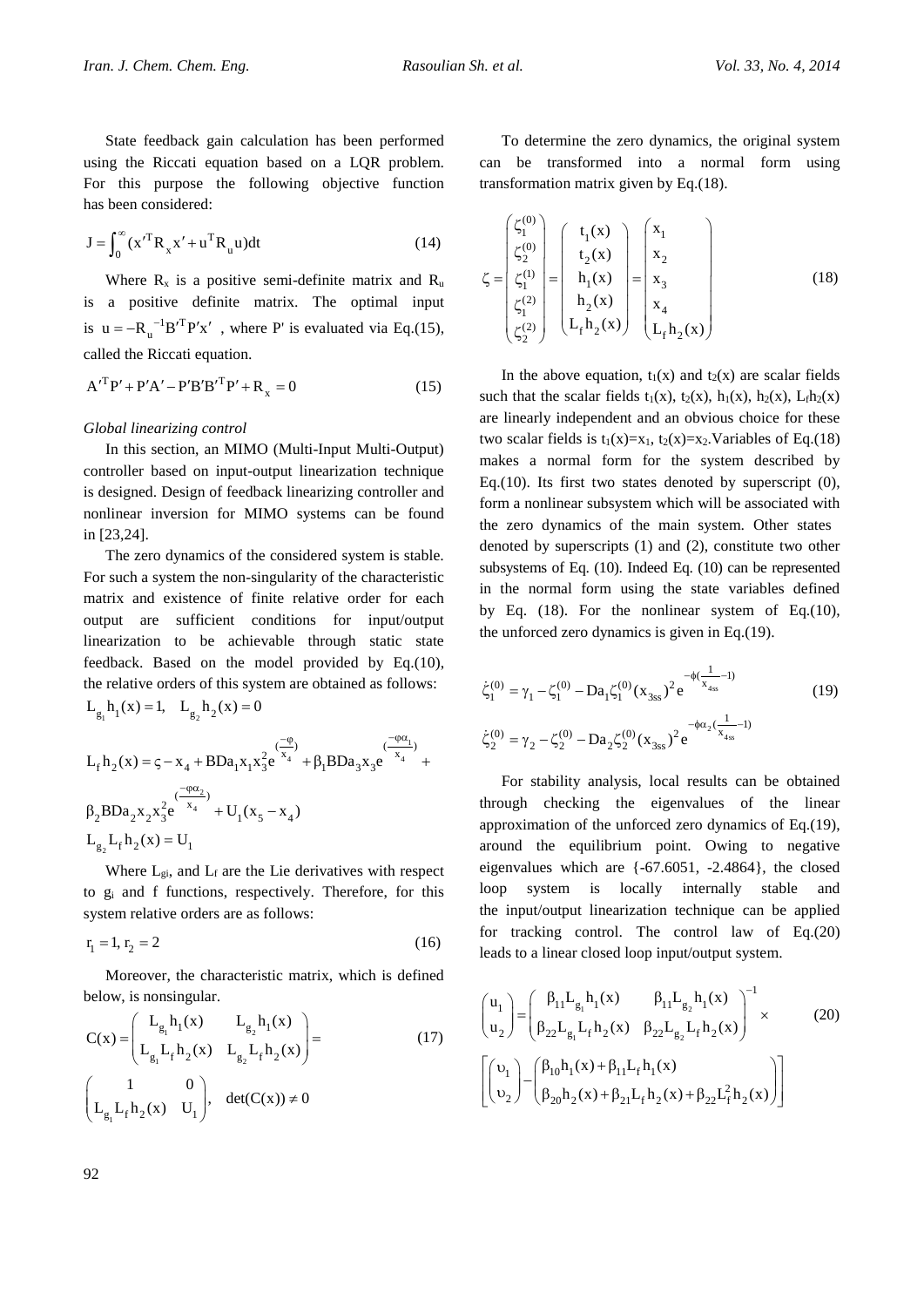State feedback gain calculation has been performed using the Riccati equation based on a LQR problem. For this purpose the following objective function has been considered:

$$J = \int_0^{\infty} (x'^T R_x x' + u^T R_u u) dt \tag{14}$$

Where $R_x$ is a positive semi-definite matrix and $R_u$ is a positive definite matrix. The optimal input is $u = -R_u^{-1} B'^T P' x'$ , where P' is evaluated via Eq.(15), called the Riccati equation.

$$A'^T P' + P'A' - P'B'B'^T P' + R_x = 0 \tag{15}$$

*Global linearizing control*

In this section, an MIMO (Multi-Input Multi-Output) controller based on input-output linearization technique is designed. Design of feedback linearizing controller and nonlinear inversion for MIMO systems can be found in [23,24].

The zero dynamics of the considered system is stable. For such a system the non-singularity of the characteristic matrix and existence of finite relative order for each output are sufficient conditions for input/output linearization to be achievable through static state feedback. Based on the model provided by Eq.(10), the relative orders of this system are obtained as follows:

$$L_{g_1} h_1(x) = 1, \quad L_{g_2} h_2(x) = 0$$

$$L_f h_2(x) = \varsigma - x_4 + BDa_1 x_1 x_3^2 e^{(\frac{-\varphi}{x_4})} + \beta_1 BDa_3 x_3 e^{(\frac{-\varphi\alpha_1}{x_4})} +$$

$$\beta_2 BDa_2 x_2 x_3^2 e^{(\frac{-\varphi\alpha_2}{x_4})} + U_1(x_5 - x_4)$$

$$L_{g_2} L_f h_2(x) = U_1$$

Where $L_{gi}$, and $L_f$ are the Lie derivatives with respect to $g_i$ and f functions, respectively. Therefore, for this system relative orders are as follows:

$$r_1 = 1, r_2 = 2 \tag{16}$$

Moreover, the characteristic matrix, which is defined below, is nonsingular.

$$C(x) = \begin{pmatrix} L_{g_1} h_1(x) & L_{g_2} h_1(x) \\ L_{g_1} L_f h_2(x) & L_{g_2} L_f h_2(x) \end{pmatrix} = \tag{17}$$

$$\begin{pmatrix} 1 & 0 \\ L_{g_1} L_f h_2(x) & U_1 \end{pmatrix}, \quad \det(C(x)) \neq 0$$

To determine the zero dynamics, the original system can be transformed into a normal form using transformation matrix given by Eq.(18).

$$\zeta = \begin{pmatrix} \zeta_1^{(0)} \\ \zeta_2^{(0)} \\ \zeta_1^{(1)} \\ \zeta_1^{(2)} \\ \zeta_2^{(2)} \end{pmatrix} = \begin{pmatrix} t_1(x) \\ t_2(x) \\ h_1(x) \\ h_2(x) \\ L_f h_2(x) \end{pmatrix} = \begin{pmatrix} x_1 \\ x_2 \\ x_3 \\ x_4 \\ L_f h_2(x) \end{pmatrix} \tag{18}$$

In the above equation, $t_1(x)$ and $t_2(x)$ are scalar fields such that the scalar fields $t_1(x)$, $t_2(x)$, $h_1(x)$, $h_2(x)$, $L_f h_2(x)$ are linearly independent and an obvious choice for these two scalar fields is $t_1(x)=x_1$, $t_2(x)=x_2$. Variables of Eq.(18) makes a normal form for the system described by Eq.(10). Its first two states denoted by superscript (0), form a nonlinear subsystem which will be associated with the zero dynamics of the main system. Other states denoted by superscripts (1) and (2), constitute two other subsystems of Eq. (10). Indeed Eq. (10) can be represented in the normal form using the state variables defined by Eq. (18). For the nonlinear system of Eq.(10), the unforced zero dynamics is given in Eq.(19).

$$\dot{\zeta}_1^{(0)} = \gamma_1 - \zeta_1^{(0)} - Da_1 \zeta_1^{(0)} (x_{3ss})^2 e^{-\phi(\frac{1}{x_{4ss}} - 1)} \tag{19}$$

$$\dot{\zeta}_2^{(0)} = \gamma_2 - \zeta_2^{(0)} - Da_2 \zeta_2^{(0)} (x_{3ss})^2 e^{-\phi\alpha_2(\frac{1}{x_{4ss}} - 1)}$$

For stability analysis, local results can be obtained through checking the eigenvalues of the linear approximation of the unforced zero dynamics of Eq.(19), around the equilibrium point. Owing to negative eigenvalues which are {-67.6051, -2.4864}, the closed loop system is locally internally stable and the input/output linearization technique can be applied for tracking control. The control law of Eq.(20) leads to a linear closed loop input/output system.

$$\begin{pmatrix} u_1 \\ u_2 \end{pmatrix} = \begin{pmatrix} \beta_{11} L_{g_1} h_1(x) & \beta_{11} L_{g_2} h_1(x) \\ \beta_{22} L_{g_1} L_f h_2(x) & \beta_{22} L_{g_2} L_f h_2(x) \end{pmatrix}^{-1} \times \tag{20}$$

$$\left[ \begin{pmatrix} \upsilon_1 \\ \upsilon_2 \end{pmatrix} - \begin{pmatrix} \beta_{10} h_1(x) + \beta_{11} L_f h_1(x) \\ \beta_{20} h_2(x) + \beta_{21} L_f h_2(x) + \beta_{22} L_f^2 h_2(x) \end{pmatrix} \right]$$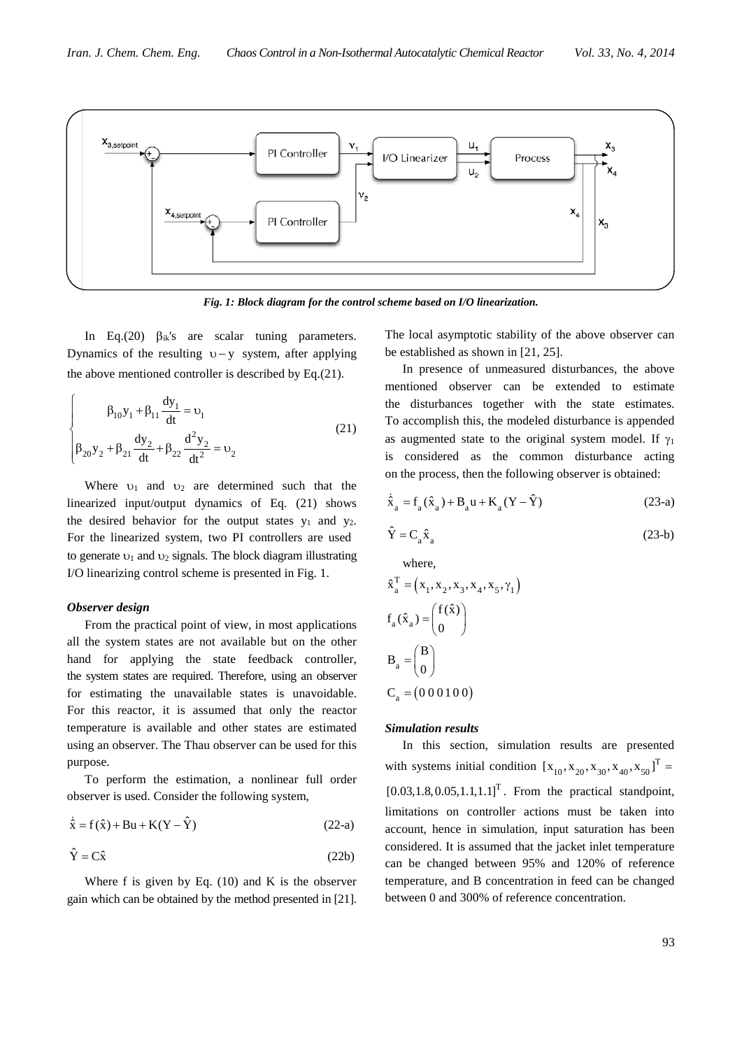Fig. 1: Block diagram for the control scheme based on I/O linearization.

In Eq.(20) $\beta_{ik}$'s are scalar tuning parameters. Dynamics of the resulting $\upsilon - y$ system, after applying the above mentioned controller is described by Eq.(21).

$$\begin{cases} \beta_{10} y_1 + \beta_{11} \dfrac{dy_1}{dt} = \upsilon_1 \\ \beta_{20} y_2 + \beta_{21} \dfrac{dy_2}{dt} + \beta_{22} \dfrac{d^2 y_2}{dt^2} = \upsilon_2 \end{cases} \tag{21}$$

Where $\upsilon_1$ and $\upsilon_2$ are determined such that the linearized input/output dynamics of Eq. (21) shows the desired behavior for the output states $y_1$ and $y_2$. For the linearized system, two PI controllers are used to generate $\upsilon_1$ and $\upsilon_2$ signals. The block diagram illustrating I/O linearizing control scheme is presented in Fig. 1.

### *Observer design*

From the practical point of view, in most applications all the system states are not available but on the other hand for applying the state feedback controller, the system states are required. Therefore, using an observer for estimating the unavailable states is unavoidable. For this reactor, it is assumed that only the reactor temperature is available and other states are estimated using an observer. The Thau observer can be used for this purpose.

To perform the estimation, a nonlinear full order observer is used. Consider the following system,

$$\dot{\hat{x}} = f(\hat{x}) + Bu + K(Y - \hat{Y}) \tag{22-a}$$

$$\hat{Y} = C\hat{x} \tag{22b}$$

Where f is given by Eq. (10) and K is the observer gain which can be obtained by the method presented in [21]. The local asymptotic stability of the above observer can be established as shown in [21, 25].

In presence of unmeasured disturbances, the above mentioned observer can be extended to estimate the disturbances together with the state estimates. To accomplish this, the modeled disturbance is appended as augmented state to the original system model. If $\gamma_1$ is considered as the common disturbance acting on the process, then the following observer is obtained:

$$\dot{\hat{x}}_a = f_a(\hat{x}_a) + B_a u + K_a(Y - \hat{Y}) \tag{23-a}$$

$$\hat{Y} = C_a \hat{x}_a \tag{23-b}$$

where,

$$\hat{x}_a^T = \left(x_1, x_2, x_3, x_4, x_5, \gamma_1\right)$$

$$f_a(\hat{x}_a) = \begin{pmatrix} f(\hat{x}) \\ 0 \end{pmatrix}$$

$$B_a = \begin{pmatrix} B \\ 0 \end{pmatrix}$$

$$C_a = \left(0\,0\,0\,1\,0\,0\right)$$

### *Simulation results*

In this section, simulation results are presented with systems initial condition $[x_{10}, x_{20}, x_{30}, x_{40}, x_{50}]^T = [0.03, 1.8, 0.05, 1.1, 1.1]^T$. From the practical standpoint, limitations on controller actions must be taken into account, hence in simulation, input saturation has been considered. It is assumed that the jacket inlet temperature can be changed between 95% and 120% of reference temperature, and B concentration in feed can be changed between 0 and 300% of reference concentration.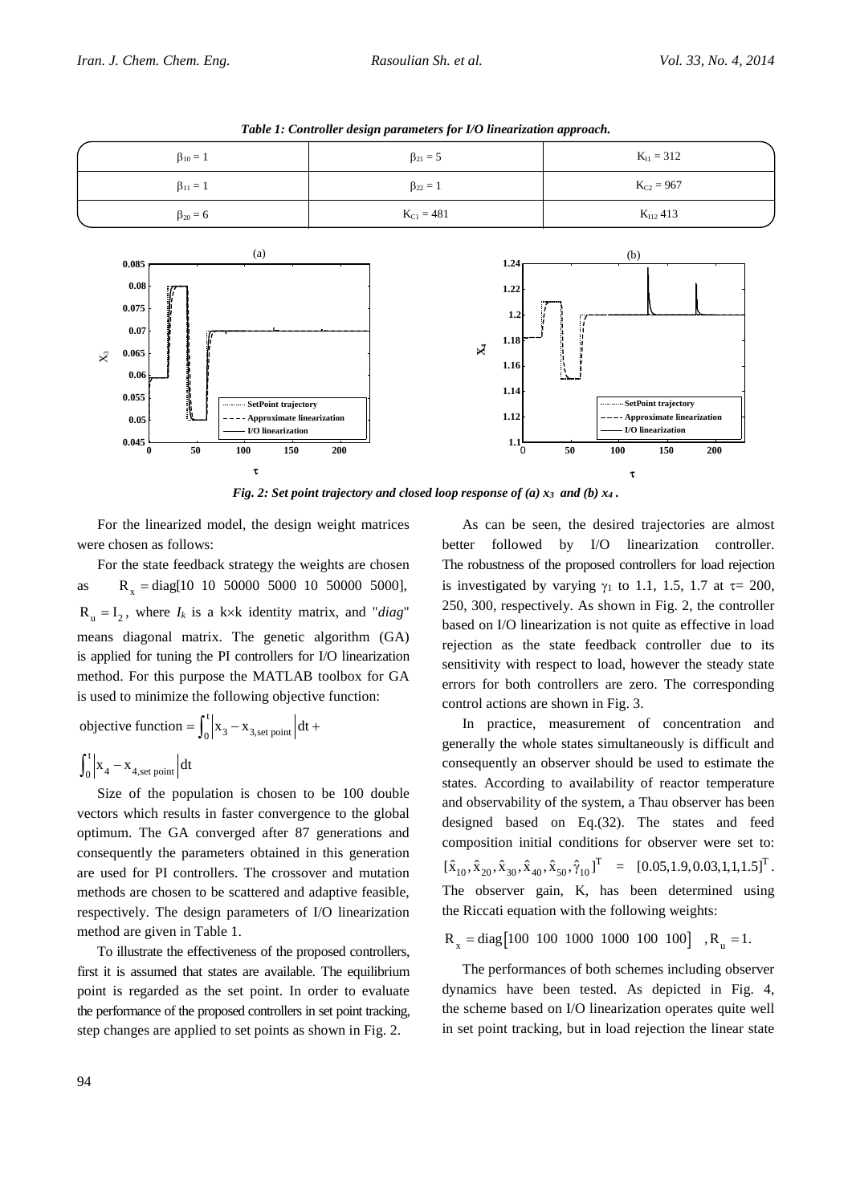*Table 1: Controller design parameters for I/O linearization approach.*

| | | |
|---|---|---|
| $\beta_{10} = 1$ | $\beta_{21} = 5$ | $K_{I1} = 312$ |
| $\beta_{11} = 1$ | $\beta_{22} = 1$ | $K_{C2} = 967$ |
| $\beta_{20} = 6$ | $K_{C1} = 481$ | $K_{I12}$ 413 |

*Fig. 2: Set point trajectory and closed loop response of (a) $x_3$ and (b) $x_4$.*

For the linearized model, the design weight matrices were chosen as follows:

For the state feedback strategy the weights are chosen as $R_x = \text{diag}[10\ 10\ 50000\ 5000\ 10\ 50000\ 5000]$, $R_u = I_2$, where $I_k$ is a k×k identity matrix, and "*diag*" means diagonal matrix. The genetic algorithm (GA) is applied for tuning the PI controllers for I/O linearization method. For this purpose the MATLAB toolbox for GA is used to minimize the following objective function:

$$\text{objective function} = \int_0^t \left| x_3 - x_{3,\text{set point}} \right| dt + \int_0^t \left| x_4 - x_{4,\text{set point}} \right| dt$$

Size of the population is chosen to be 100 double vectors which results in faster convergence to the global optimum. The GA converged after 87 generations and consequently the parameters obtained in this generation are used for PI controllers. The crossover and mutation methods are chosen to be scattered and adaptive feasible, respectively. The design parameters of I/O linearization method are given in Table 1.

To illustrate the effectiveness of the proposed controllers, first it is assumed that states are available. The equilibrium point is regarded as the set point. In order to evaluate the performance of the proposed controllers in set point tracking, step changes are applied to set points as shown in Fig. 2.

As can be seen, the desired trajectories are almost better followed by I/O linearization controller. The robustness of the proposed controllers for load rejection is investigated by varying $\gamma_1$ to 1.1, 1.5, 1.7 at $\tau$= 200, 250, 300, respectively. As shown in Fig. 2, the controller based on I/O linearization is not quite as effective in load rejection as the state feedback controller due to its sensitivity with respect to load, however the steady state errors for both controllers are zero. The corresponding control actions are shown in Fig. 3.

In practice, measurement of concentration and generally the whole states simultaneously is difficult and consequently an observer should be used to estimate the states. According to availability of reactor temperature and observability of the system, a Thau observer has been designed based on Eq.(32). The states and feed composition initial conditions for observer were set to: $[\hat{x}_{10}, \hat{x}_{20}, \hat{x}_{30}, \hat{x}_{40}, \hat{x}_{50}, \hat{\gamma}_{10}]^T = [0.05, 1.9, 0.03, 1, 1, 1.5]^T$. The observer gain, K, has been determined using the Riccati equation with the following weights:

$$R_x = \text{diag}[100\ 100\ 1000\ 1000\ 100\ 100]\quad, R_u = 1.$$

The performances of both schemes including observer dynamics have been tested. As depicted in Fig. 4, the scheme based on I/O linearization operates quite well in set point tracking, but in load rejection the linear state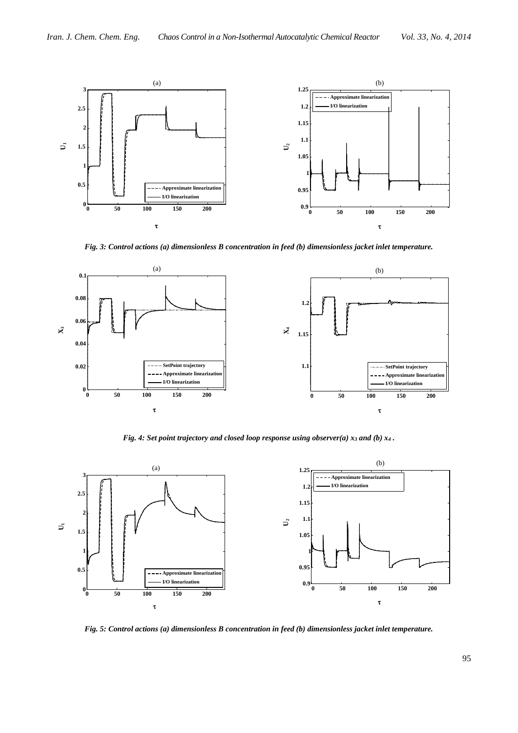*Fig. 3: Control actions (a) dimensionless B concentration in feed (b) dimensionless jacket inlet temperature.*

*Fig. 4: Set point trajectory and closed loop response using observer(a) $x_3$ and (b) $x_4$ .*

*Fig. 5: Control actions (a) dimensionless B concentration in feed (b) dimensionless jacket inlet temperature.*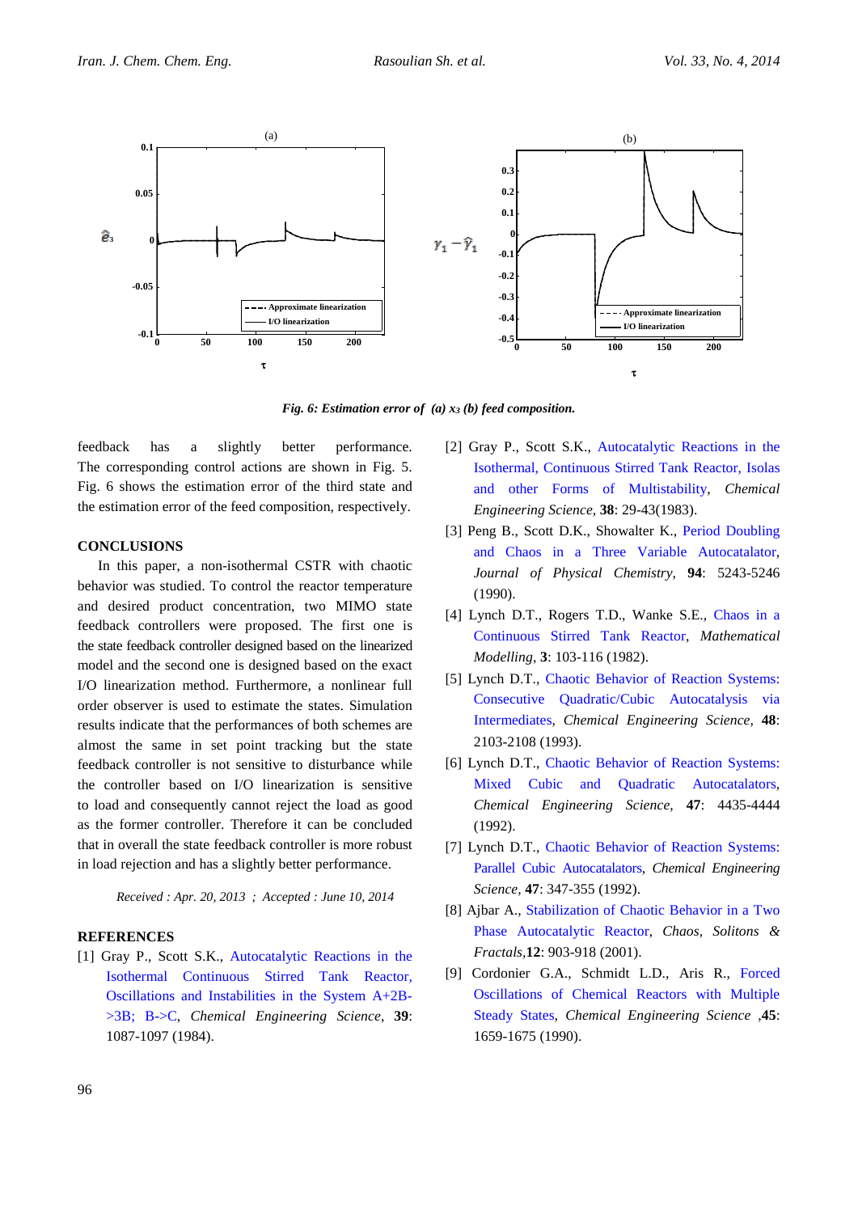*Fig. 6: Estimation error of (a) $x_3$ (b) feed composition.*

feedback has a slightly better performance. The corresponding control actions are shown in Fig. 5. Fig. 6 shows the estimation error of the third state and the estimation error of the feed composition, respectively.

## CONCLUSIONS

In this paper, a non-isothermal CSTR with chaotic behavior was studied. To control the reactor temperature and desired product concentration, two MIMO state feedback controllers were proposed. The first one is the state feedback controller designed based on the linearized model and the second one is designed based on the exact I/O linearization method. Furthermore, a nonlinear full order observer is used to estimate the states. Simulation results indicate that the performances of both schemes are almost the same in set point tracking but the state feedback controller is not sensitive to disturbance while the controller based on I/O linearization is sensitive to load and consequently cannot reject the load as good as the former controller. Therefore it can be concluded that in overall the state feedback controller is more robust in load rejection and has a slightly better performance.

*Received : Apr. 20, 2013 ; Accepted : June 10, 2014*

## REFERENCES

[1] Gray P., Scott S.K., Autocatalytic Reactions in the Isothermal Continuous Stirred Tank Reactor, Oscillations and Instabilities in the System A+2B->3B; B->C, *Chemical Engineering Science*, **39**: 1087-1097 (1984).

[2] Gray P., Scott S.K., Autocatalytic Reactions in the Isothermal, Continuous Stirred Tank Reactor, Isolas and other Forms of Multistability, *Chemical Engineering Science*, **38**: 29-43(1983).

[3] Peng B., Scott D.K., Showalter K., Period Doubling and Chaos in a Three Variable Autocatalator, *Journal of Physical Chemistry*, **94**: 5243-5246 (1990).

[4] Lynch D.T., Rogers T.D., Wanke S.E., Chaos in a Continuous Stirred Tank Reactor, *Mathematical Modelling*, **3**: 103-116 (1982).

[5] Lynch D.T., Chaotic Behavior of Reaction Systems: Consecutive Quadratic/Cubic Autocatalysis via Intermediates, *Chemical Engineering Science*, **48**: 2103-2108 (1993).

[6] Lynch D.T., Chaotic Behavior of Reaction Systems: Mixed Cubic and Quadratic Autocatalators, *Chemical Engineering Science*, **47**: 4435-4444 (1992).

[7] Lynch D.T., Chaotic Behavior of Reaction Systems: Parallel Cubic Autocatalators, *Chemical Engineering Science*, **47**: 347-355 (1992).

[8] Ajbar A., Stabilization of Chaotic Behavior in a Two Phase Autocatalytic Reactor, *Chaos, Solitons & Fractals*,**12**: 903-918 (2001).

[9] Cordonier G.A., Schmidt L.D., Aris R., Forced Oscillations of Chemical Reactors with Multiple Steady States, *Chemical Engineering Science* ,**45**: 1659-1675 (1990).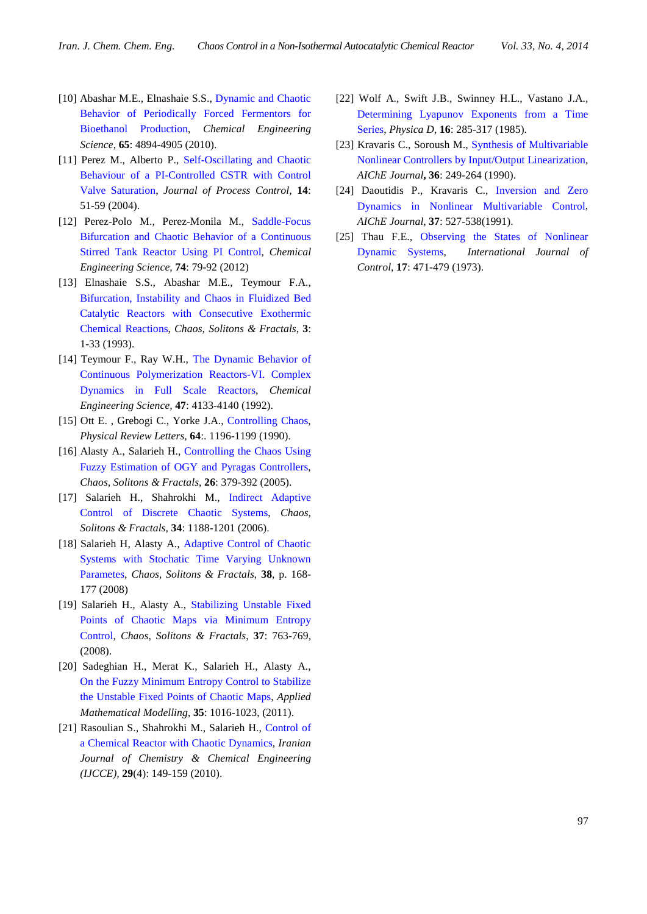[10] Abashar M.E., Elnashaie S.S., Dynamic and Chaotic Behavior of Periodically Forced Fermentors for Bioethanol Production, *Chemical Engineering Science*, **65**: 4894-4905 (2010).

[11] Perez M., Alberto P., Self-Oscillating and Chaotic Behaviour of a PI-Controlled CSTR with Control Valve Saturation, *Journal of Process Control*, **14**: 51-59 (2004).

[12] Perez-Polo M., Perez-Monila M., Saddle-Focus Bifurcation and Chaotic Behavior of a Continuous Stirred Tank Reactor Using PI Control, *Chemical Engineering Science*, **74**: 79-92 (2012)

[13] Elnashaie S.S., Abashar M.E., Teymour F.A., Bifurcation, Instability and Chaos in Fluidized Bed Catalytic Reactors with Consecutive Exothermic Chemical Reactions, *Chaos, Solitons & Fractals*, **3**: 1-33 (1993).

[14] Teymour F., Ray W.H., The Dynamic Behavior of Continuous Polymerization Reactors-VI. Complex Dynamics in Full Scale Reactors, *Chemical Engineering Science*, **47**: 4133-4140 (1992).

[15] Ott E. , Grebogi C., Yorke J.A., Controlling Chaos, *Physical Review Letters*, **64**:. 1196-1199 (1990).

[16] Alasty A., Salarieh H., Controlling the Chaos Using Fuzzy Estimation of OGY and Pyragas Controllers, *Chaos, Solitons & Fractals*, **26**: 379-392 (2005).

[17] Salarieh H., Shahrokhi M., Indirect Adaptive Control of Discrete Chaotic Systems, *Chaos, Solitons & Fractals*, **34**: 1188-1201 (2006).

[18] Salarieh H, Alasty A., Adaptive Control of Chaotic Systems with Stochatic Time Varying Unknown Parametes, *Chaos, Solitons & Fractals*, **38**, p. 168-177 (2008)

[19] Salarieh H., Alasty A., Stabilizing Unstable Fixed Points of Chaotic Maps via Minimum Entropy Control, *Chaos, Solitons & Fractals*, **37**: 763-769, (2008).

[20] Sadeghian H., Merat K., Salarieh H., Alasty A., On the Fuzzy Minimum Entropy Control to Stabilize the Unstable Fixed Points of Chaotic Maps, *Applied Mathematical Modelling*, **35**: 1016-1023, (2011).

[21] Rasoulian S., Shahrokhi M., Salarieh H., Control of a Chemical Reactor with Chaotic Dynamics, *Iranian Journal of Chemistry & Chemical Engineering (IJCCE)*, **29**(4): 149-159 (2010).

[22] Wolf A., Swift J.B., Swinney H.L., Vastano J.A., Determining Lyapunov Exponents from a Time Series, *Physica D*, **16**: 285-317 (1985).

[23] Kravaris C., Soroush M., Synthesis of Multivariable Nonlinear Controllers by Input/Output Linearization, *AIChE Journal*, **36**: 249-264 (1990).

[24] Daoutidis P., Kravaris C., Inversion and Zero Dynamics in Nonlinear Multivariable Control, *AIChE Journal*, **37**: 527-538(1991).

[25] Thau F.E., Observing the States of Nonlinear Dynamic Systems, *International Journal of Control*, **17**: 471-479 (1973).